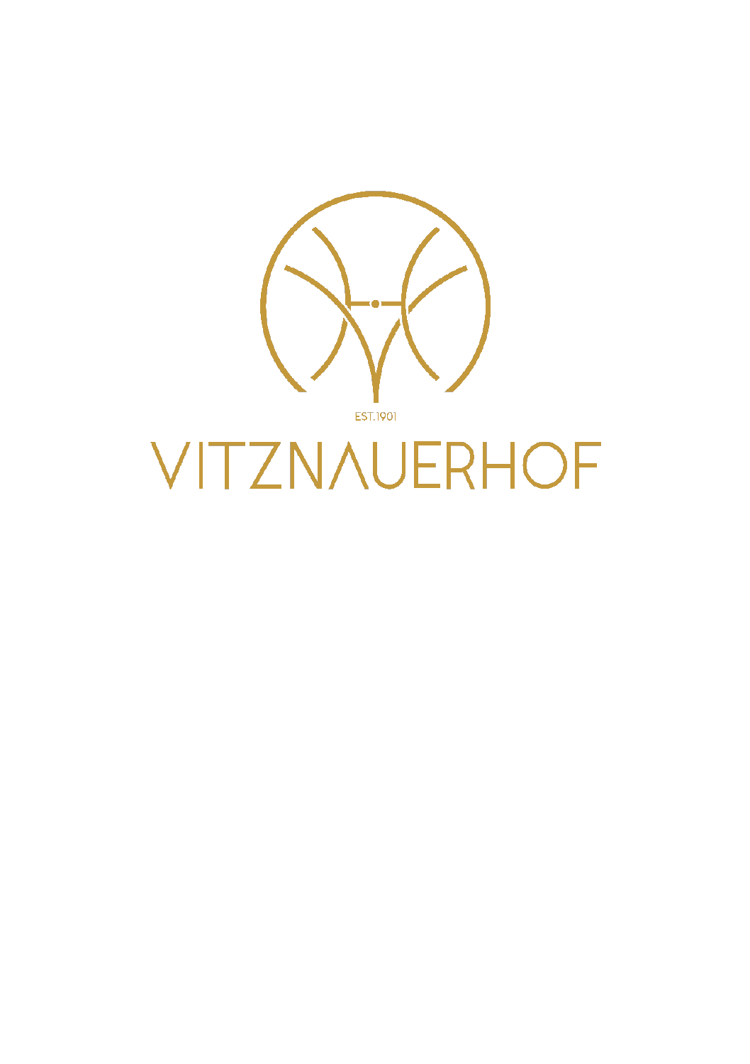EST.1901

# VITZNAUERHOF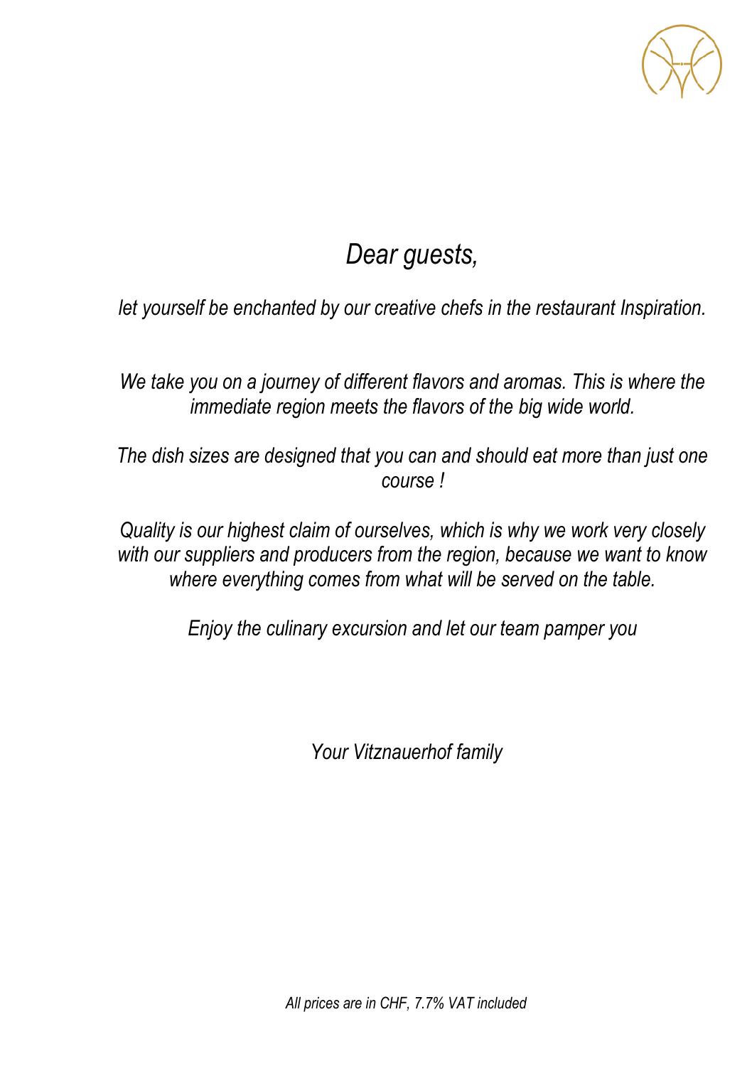*Dear guests,*

*let yourself be enchanted by our creative chefs in the restaurant Inspiration.*

*We take you on a journey of different flavors and aromas. This is where the immediate region meets the flavors of the big wide world.*

*The dish sizes are designed that you can and should eat more than just one course !*

*Quality is our highest claim of ourselves, which is why we work very closely with our suppliers and producers from the region, because we want to know where everything comes from what will be served on the table.*

*Enjoy the culinary excursion and let our team pamper you*

*Your Vitznauerhof family*

*All prices are in CHF, 7.7% VAT included*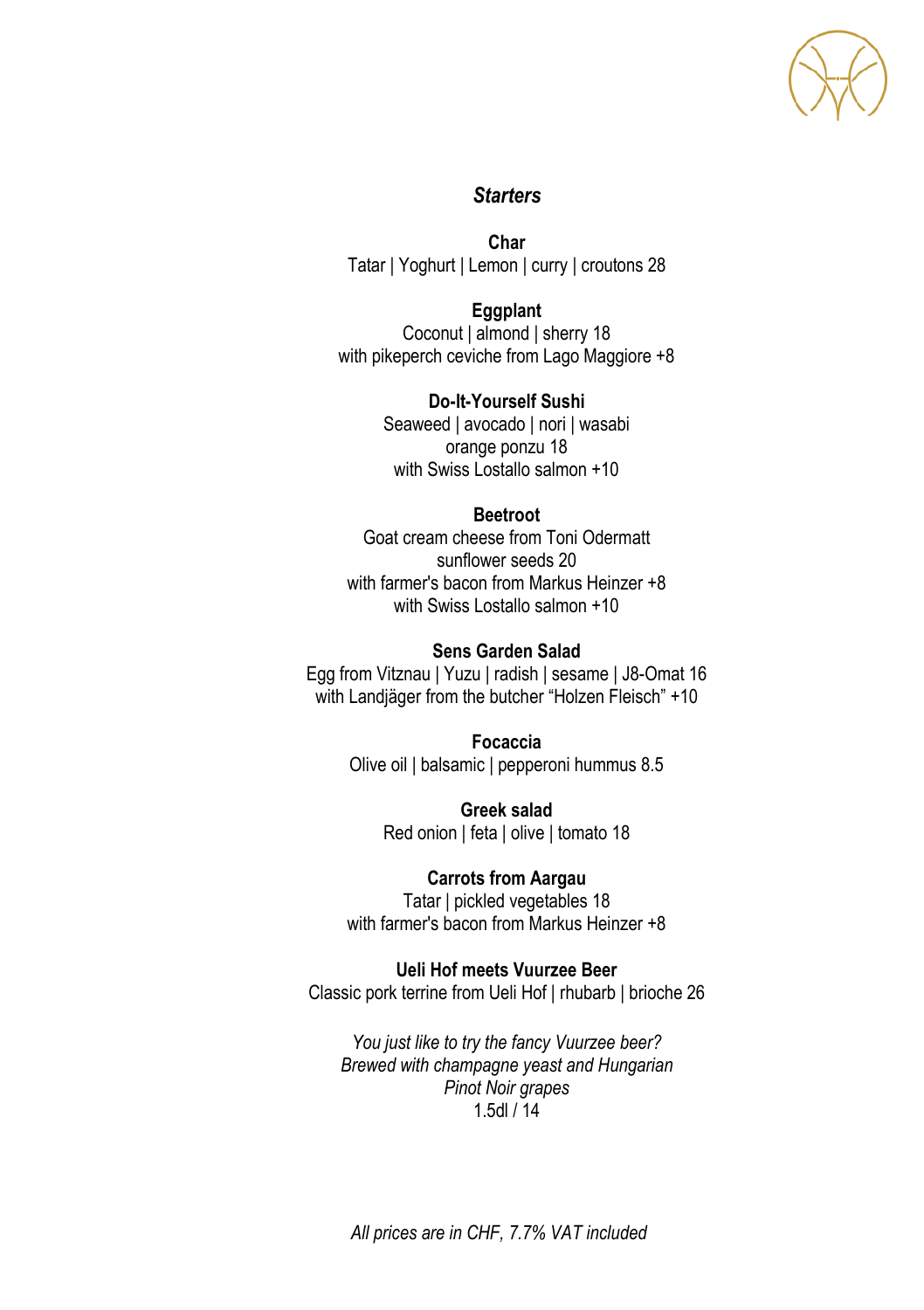## *Starters*

**Char**
Tatar | Yoghurt | Lemon | curry | croutons 28

**Eggplant**
Coconut | almond | sherry 18
with pikeperch ceviche from Lago Maggiore +8

**Do-It-Yourself Sushi**
Seaweed | avocado | nori | wasabi
orange ponzu 18
with Swiss Lostallo salmon +10

**Beetroot**
Goat cream cheese from Toni Odermatt
sunflower seeds 20
with farmer's bacon from Markus Heinzer +8
with Swiss Lostallo salmon +10

**Sens Garden Salad**
Egg from Vitznau | Yuzu | radish | sesame | J8-Omat 16
with Landjäger from the butcher "Holzen Fleisch" +10

**Focaccia**
Olive oil | balsamic | pepperoni hummus 8.5

**Greek salad**
Red onion | feta | olive | tomato 18

**Carrots from Aargau**
Tatar | pickled vegetables 18
with farmer's bacon from Markus Heinzer +8

**Ueli Hof meets Vuurzee Beer**
Classic pork terrine from Ueli Hof | rhubarb | brioche 26

*You just like to try the fancy Vuurzee beer?*
*Brewed with champagne yeast and Hungarian*
*Pinot Noir grapes*
1.5dl / 14

*All prices are in CHF, 7.7% VAT included*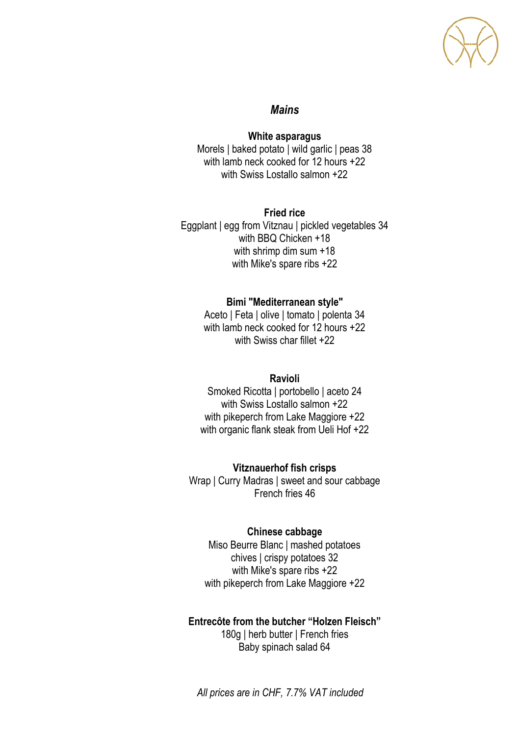## *Mains*

**White asparagus**
Morels | baked potato | wild garlic | peas 38
with lamb neck cooked for 12 hours +22
with Swiss Lostallo salmon +22

**Fried rice**
Eggplant | egg from Vitznau | pickled vegetables 34
with BBQ Chicken +18
with shrimp dim sum +18
with Mike's spare ribs +22

**Bimi "Mediterranean style"**
Aceto | Feta | olive | tomato | polenta 34
with lamb neck cooked for 12 hours +22
with Swiss char fillet +22

**Ravioli**
Smoked Ricotta | portobello | aceto 24
with Swiss Lostallo salmon +22
with pikeperch from Lake Maggiore +22
with organic flank steak from Ueli Hof +22

**Vitznauerhof fish crisps**
Wrap | Curry Madras | sweet and sour cabbage
French fries 46

**Chinese cabbage**
Miso Beurre Blanc | mashed potatoes
chives | crispy potatoes 32
with Mike's spare ribs +22
with pikeperch from Lake Maggiore +22

**Entrecôte from the butcher "Holzen Fleisch"**
180g | herb butter | French fries
Baby spinach salad 64

*All prices are in CHF, 7.7% VAT included*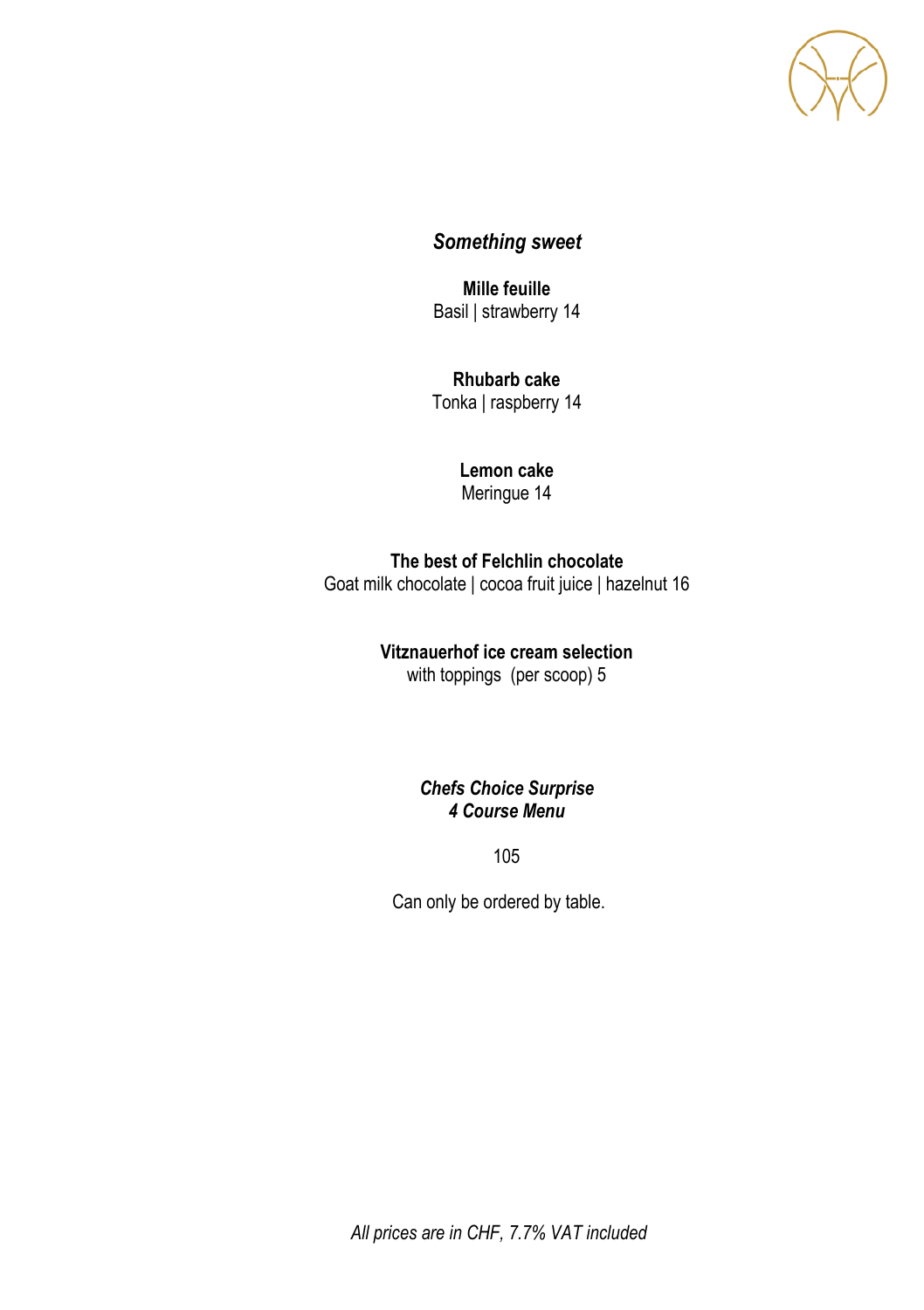## *Something sweet*

**Mille feuille**
Basil | strawberry 14

**Rhubarb cake**
Tonka | raspberry 14

**Lemon cake**
Meringue 14

**The best of Felchlin chocolate**
Goat milk chocolate | cocoa fruit juice | hazelnut 16

**Vitznauerhof ice cream selection**
with toppings (per scoop) 5

***Chefs Choice Surprise***
***4 Course Menu***

105

Can only be ordered by table.

*All prices are in CHF, 7.7% VAT included*